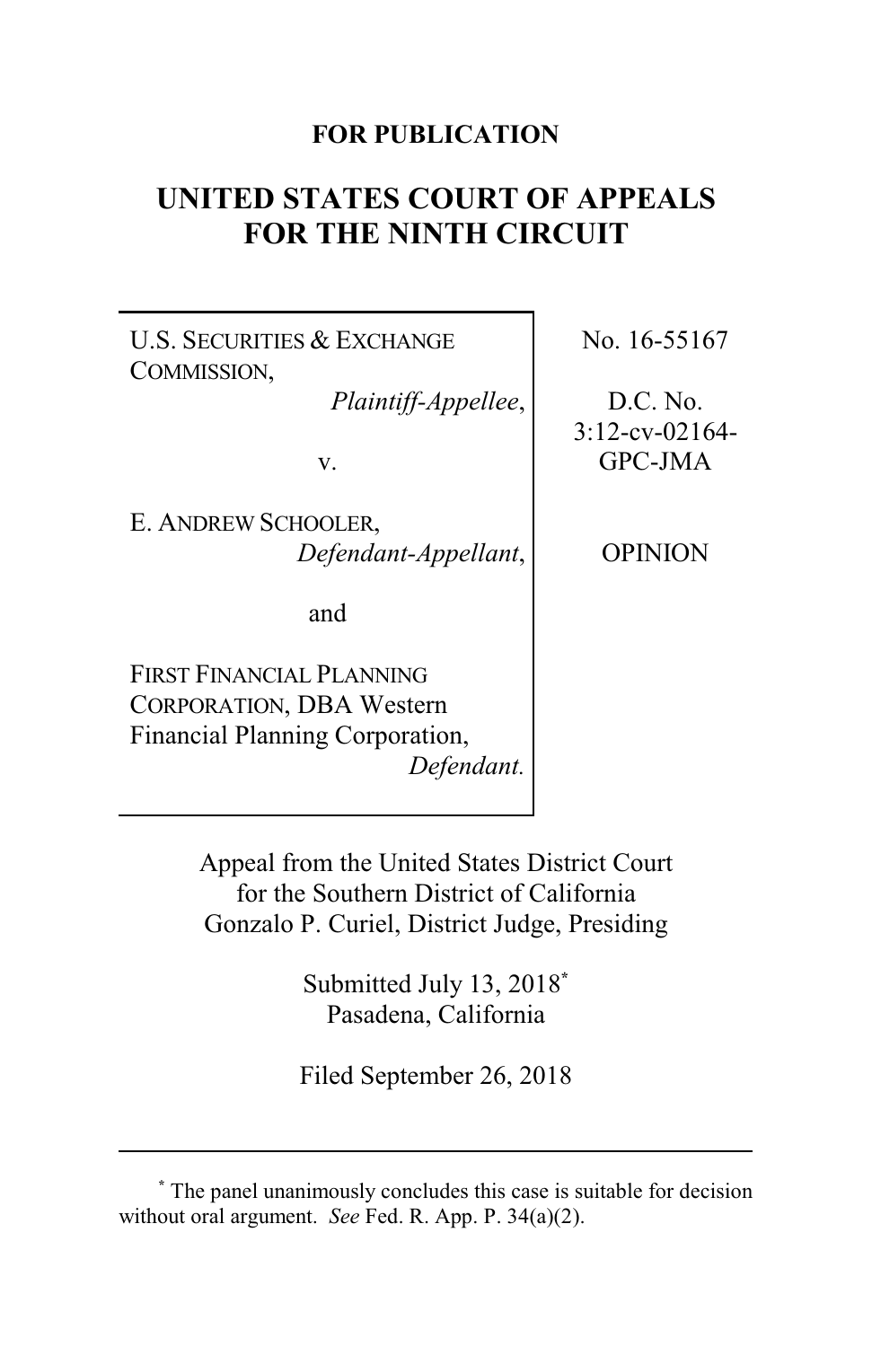**FOR PUBLICATION**

# UNITED STATES COURT OF APPEALS FOR THE NINTH CIRCUIT

| | |
|---|---|
| U.S. SECURITIES & EXCHANGE COMMISSION, *Plaintiff-Appellee*, v. E. ANDREW SCHOOLER, *Defendant-Appellant*, and FIRST FINANCIAL PLANNING CORPORATION, DBA Western Financial Planning Corporation, *Defendant.* | No. 16-55167<br><br>D.C. No. 3:12-cv-02164-GPC-JMA<br><br>OPINION |

Appeal from the United States District Court for the Southern District of California
Gonzalo P. Curiel, District Judge, Presiding

Submitted July 13, 2018[*]
Pasadena, California

Filed September 26, 2018

---

[*] The panel unanimously concludes this case is suitable for decision without oral argument. *See* Fed. R. App. P. 34(a)(2).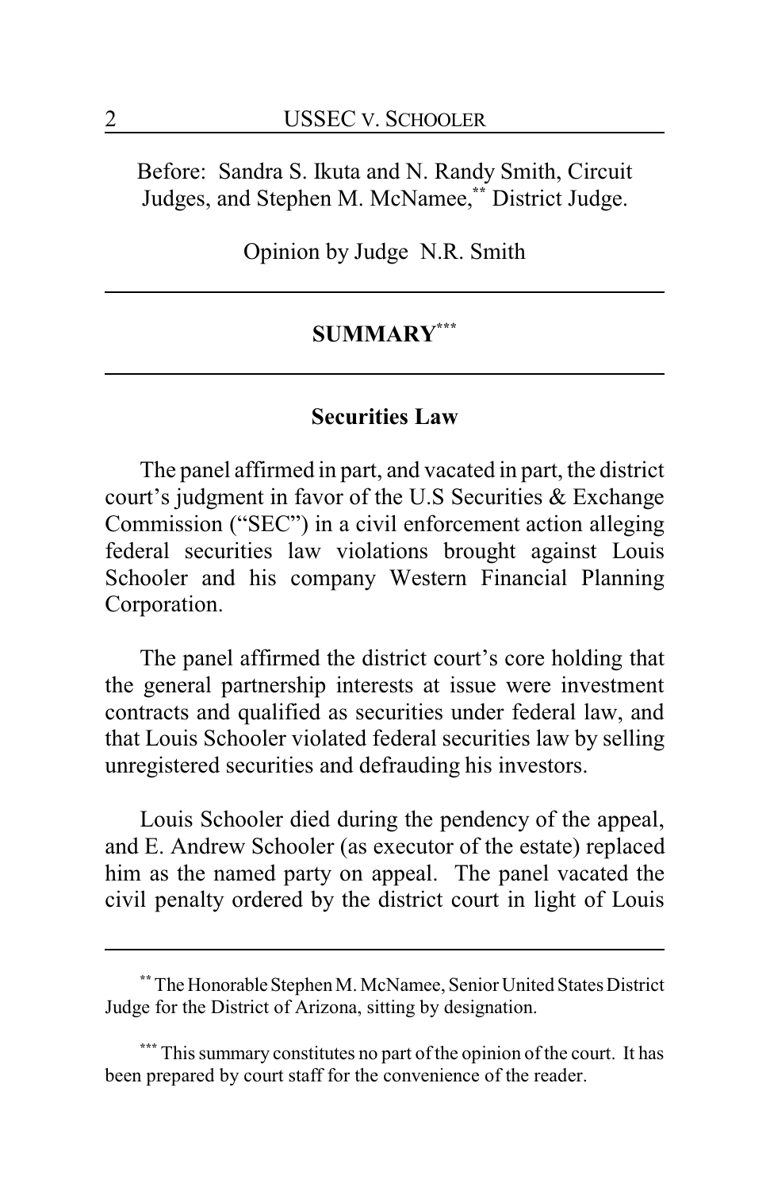Before: Sandra S. Ikuta and N. Randy Smith, Circuit Judges, and Stephen M. McNamee,[**] District Judge.

Opinion by Judge N.R. Smith

## SUMMARY[***]

### Securities Law

The panel affirmed in part, and vacated in part, the district court's judgment in favor of the U.S Securities & Exchange Commission ("SEC") in a civil enforcement action alleging federal securities law violations brought against Louis Schooler and his company Western Financial Planning Corporation.

The panel affirmed the district court's core holding that the general partnership interests at issue were investment contracts and qualified as securities under federal law, and that Louis Schooler violated federal securities law by selling unregistered securities and defrauding his investors.

Louis Schooler died during the pendency of the appeal, and E. Andrew Schooler (as executor of the estate) replaced him as the named party on appeal. The panel vacated the civil penalty ordered by the district court in light of Louis

---

[**] The Honorable Stephen M. McNamee, Senior United States District Judge for the District of Arizona, sitting by designation.

[***] This summary constitutes no part of the opinion of the court. It has been prepared by court staff for the convenience of the reader.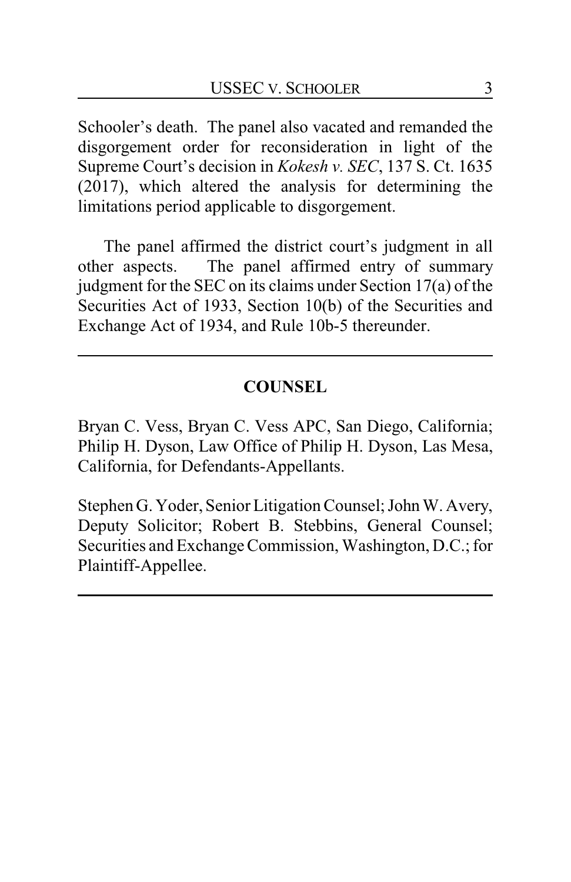Schooler's death. The panel also vacated and remanded the disgorgement order for reconsideration in light of the Supreme Court's decision in *Kokesh v. SEC*, 137 S. Ct. 1635 (2017), which altered the analysis for determining the limitations period applicable to disgorgement.

The panel affirmed the district court's judgment in all other aspects. The panel affirmed entry of summary judgment for the SEC on its claims under Section 17(a) of the Securities Act of 1933, Section 10(b) of the Securities and Exchange Act of 1934, and Rule 10b-5 thereunder.

---

## COUNSEL

Bryan C. Vess, Bryan C. Vess APC, San Diego, California; Philip H. Dyson, Law Office of Philip H. Dyson, Las Mesa, California, for Defendants-Appellants.

Stephen G. Yoder, Senior Litigation Counsel; John W. Avery, Deputy Solicitor; Robert B. Stebbins, General Counsel; Securities and Exchange Commission, Washington, D.C.; for Plaintiff-Appellee.

---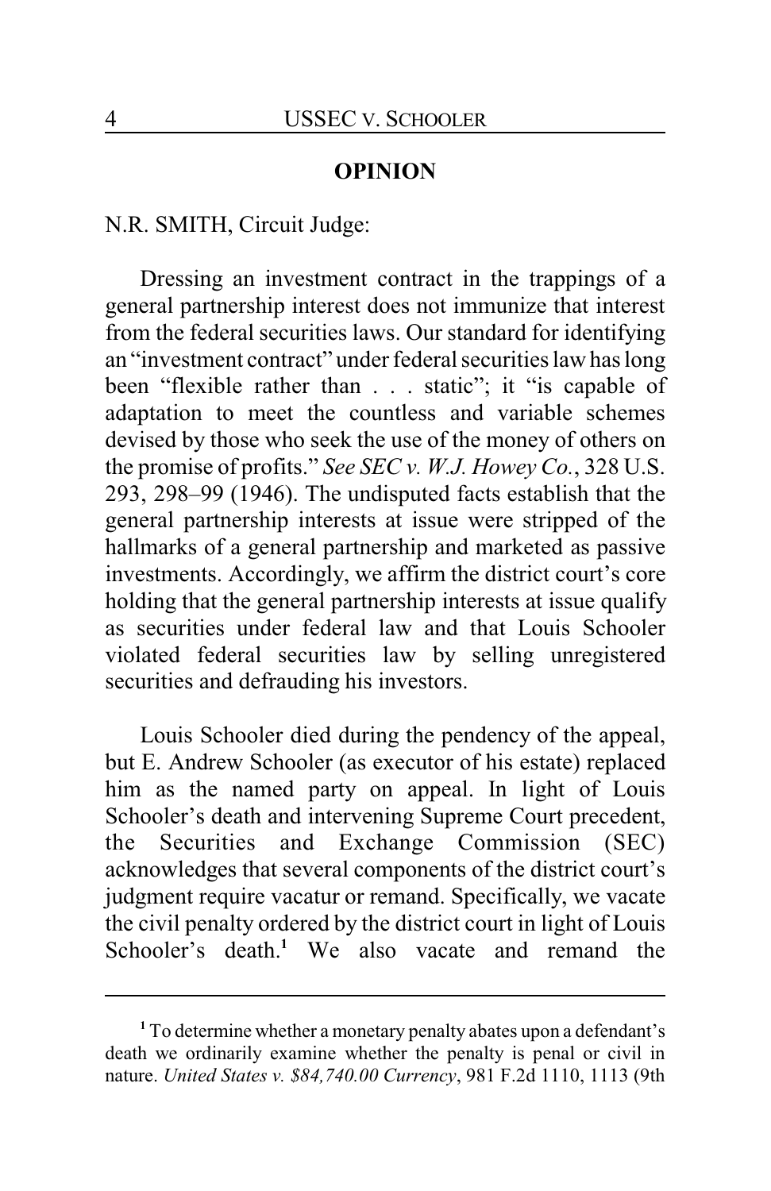## OPINION

N.R. SMITH, Circuit Judge:

Dressing an investment contract in the trappings of a general partnership interest does not immunize that interest from the federal securities laws. Our standard for identifying an "investment contract" under federal securities law has long been "flexible rather than . . . static"; it "is capable of adaptation to meet the countless and variable schemes devised by those who seek the use of the money of others on the promise of profits." *See SEC v. W.J. Howey Co.*, 328 U.S. 293, 298–99 (1946). The undisputed facts establish that the general partnership interests at issue were stripped of the hallmarks of a general partnership and marketed as passive investments. Accordingly, we affirm the district court's core holding that the general partnership interests at issue qualify as securities under federal law and that Louis Schooler violated federal securities law by selling unregistered securities and defrauding his investors.

Louis Schooler died during the pendency of the appeal, but E. Andrew Schooler (as executor of his estate) replaced him as the named party on appeal. In light of Louis Schooler's death and intervening Supreme Court precedent, the Securities and Exchange Commission (SEC) acknowledges that several components of the district court's judgment require vacatur or remand. Specifically, we vacate the civil penalty ordered by the district court in light of Louis Schooler's death.[1] We also vacate and remand the

---

[1] To determine whether a monetary penalty abates upon a defendant's death we ordinarily examine whether the penalty is penal or civil in nature. *United States v. $84,740.00 Currency*, 981 F.2d 1110, 1113 (9th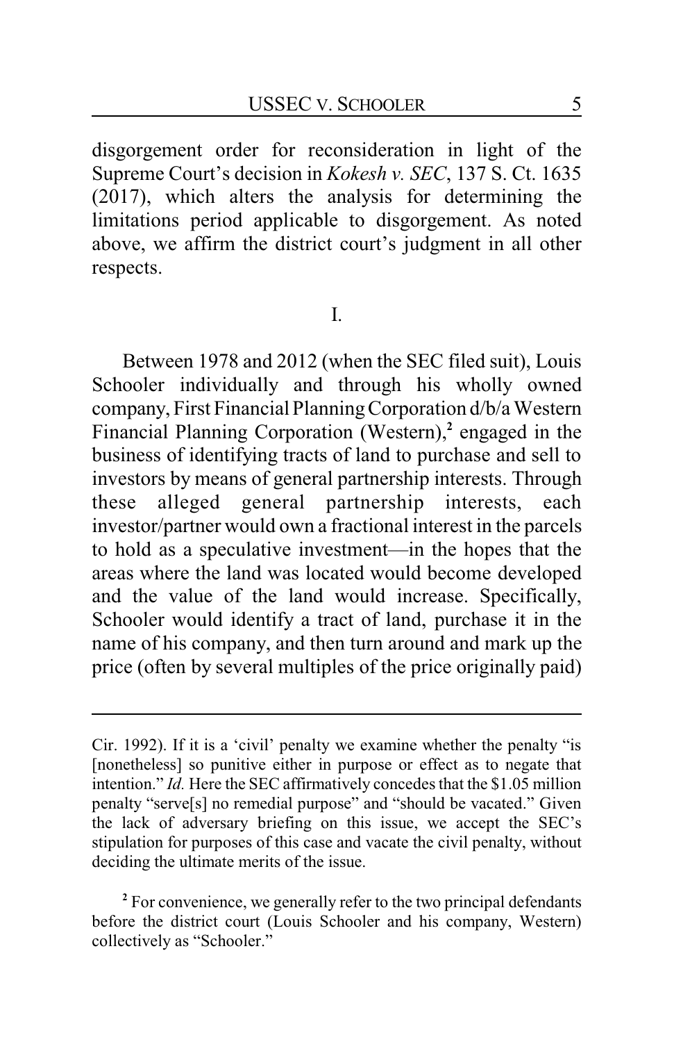disgorgement order for reconsideration in light of the Supreme Court's decision in *Kokesh v. SEC*, 137 S. Ct. 1635 (2017), which alters the analysis for determining the limitations period applicable to disgorgement. As noted above, we affirm the district court's judgment in all other respects.

## I.

Between 1978 and 2012 (when the SEC filed suit), Louis Schooler individually and through his wholly owned company, First Financial Planning Corporation d/b/a Western Financial Planning Corporation (Western),[2] engaged in the business of identifying tracts of land to purchase and sell to investors by means of general partnership interests. Through these alleged general partnership interests, each investor/partner would own a fractional interest in the parcels to hold as a speculative investment—in the hopes that the areas where the land was located would become developed and the value of the land would increase. Specifically, Schooler would identify a tract of land, purchase it in the name of his company, and then turn around and mark up the price (often by several multiples of the price originally paid)

---

Cir. 1992). If it is a 'civil' penalty we examine whether the penalty "is [nonetheless] so punitive either in purpose or effect as to negate that intention." *Id.* Here the SEC affirmatively concedes that the $1.05 million penalty "serve[s] no remedial purpose" and "should be vacated." Given the lack of adversary briefing on this issue, we accept the SEC's stipulation for purposes of this case and vacate the civil penalty, without deciding the ultimate merits of the issue.

[2] For convenience, we generally refer to the two principal defendants before the district court (Louis Schooler and his company, Western) collectively as "Schooler."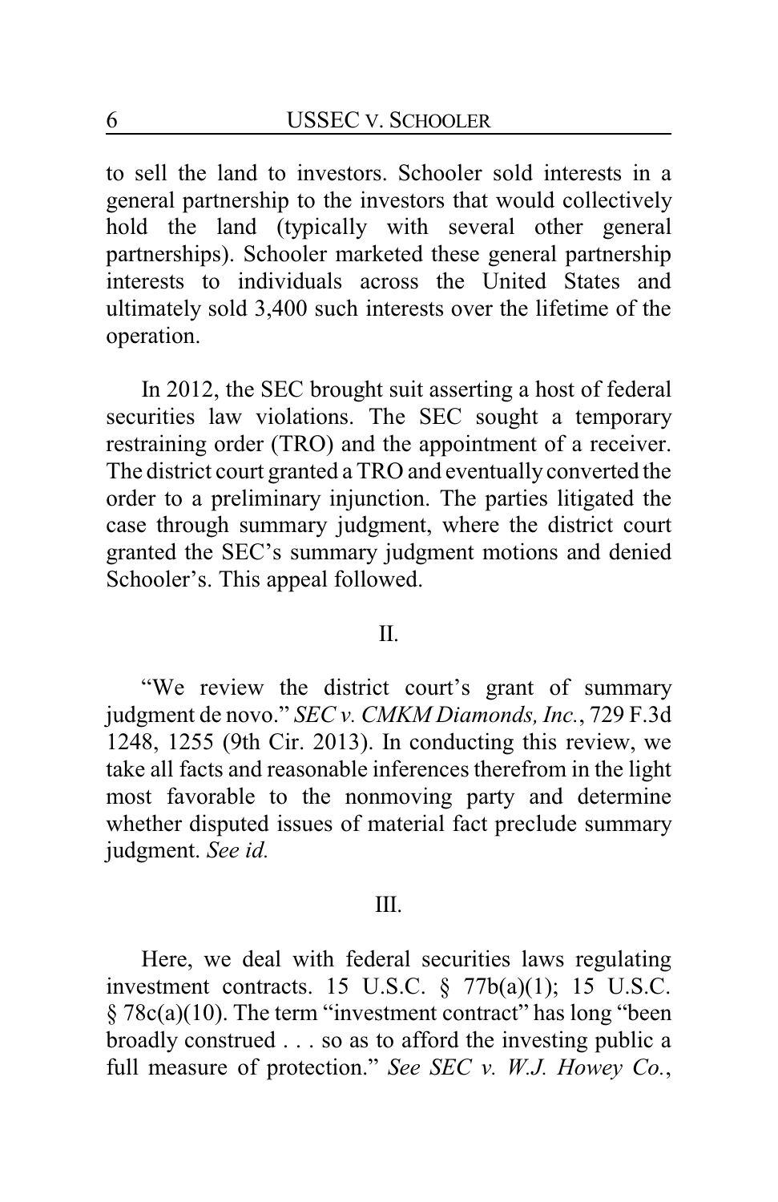to sell the land to investors. Schooler sold interests in a general partnership to the investors that would collectively hold the land (typically with several other general partnerships). Schooler marketed these general partnership interests to individuals across the United States and ultimately sold 3,400 such interests over the lifetime of the operation.

In 2012, the SEC brought suit asserting a host of federal securities law violations. The SEC sought a temporary restraining order (TRO) and the appointment of a receiver. The district court granted a TRO and eventually converted the order to a preliminary injunction. The parties litigated the case through summary judgment, where the district court granted the SEC's summary judgment motions and denied Schooler's. This appeal followed.

## II.

"We review the district court's grant of summary judgment de novo." *SEC v. CMKM Diamonds, Inc.*, 729 F.3d 1248, 1255 (9th Cir. 2013). In conducting this review, we take all facts and reasonable inferences therefrom in the light most favorable to the nonmoving party and determine whether disputed issues of material fact preclude summary judgment. *See id.*

## III.

Here, we deal with federal securities laws regulating investment contracts. 15 U.S.C. § 77b(a)(1); 15 U.S.C. § 78c(a)(10). The term "investment contract" has long "been broadly construed . . . so as to afford the investing public a full measure of protection." *See SEC v. W.J. Howey Co.*,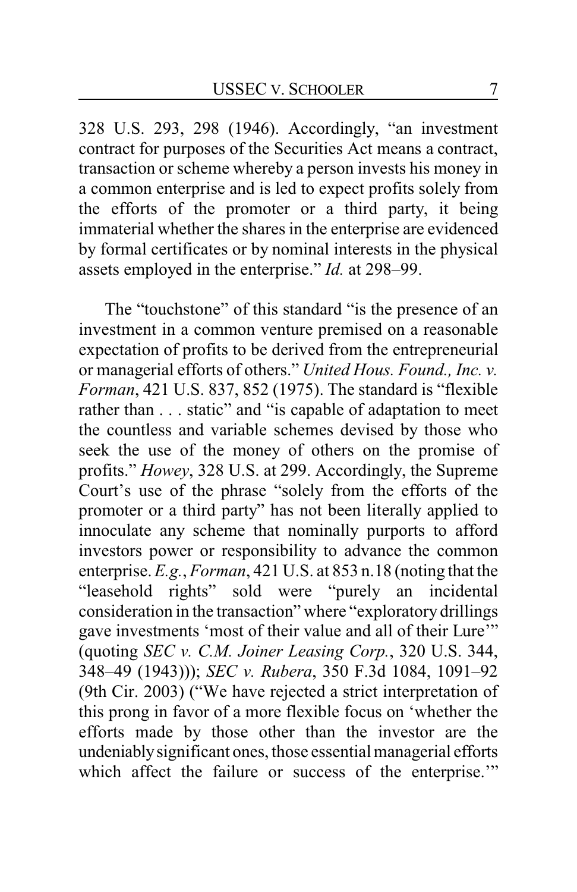328 U.S. 293, 298 (1946). Accordingly, "an investment contract for purposes of the Securities Act means a contract, transaction or scheme whereby a person invests his money in a common enterprise and is led to expect profits solely from the efforts of the promoter or a third party, it being immaterial whether the shares in the enterprise are evidenced by formal certificates or by nominal interests in the physical assets employed in the enterprise." *Id.* at 298–99.

The "touchstone" of this standard "is the presence of an investment in a common venture premised on a reasonable expectation of profits to be derived from the entrepreneurial or managerial efforts of others." *United Hous. Found., Inc. v. Forman*, 421 U.S. 837, 852 (1975). The standard is "flexible rather than . . . static" and "is capable of adaptation to meet the countless and variable schemes devised by those who seek the use of the money of others on the promise of profits." *Howey*, 328 U.S. at 299. Accordingly, the Supreme Court's use of the phrase "solely from the efforts of the promoter or a third party" has not been literally applied to innoculate any scheme that nominally purports to afford investors power or responsibility to advance the common enterprise. *E.g.*, *Forman*, 421 U.S. at 853 n.18 (noting that the "leasehold rights" sold were "purely an incidental consideration in the transaction" where "exploratory drillings gave investments 'most of their value and all of their Lure'" (quoting *SEC v. C.M. Joiner Leasing Corp.*, 320 U.S. 344, 348–49 (1943))); *SEC v. Rubera*, 350 F.3d 1084, 1091–92 (9th Cir. 2003) ("We have rejected a strict interpretation of this prong in favor of a more flexible focus on 'whether the efforts made by those other than the investor are the undeniably significant ones, those essential managerial efforts which affect the failure or success of the enterprise.'"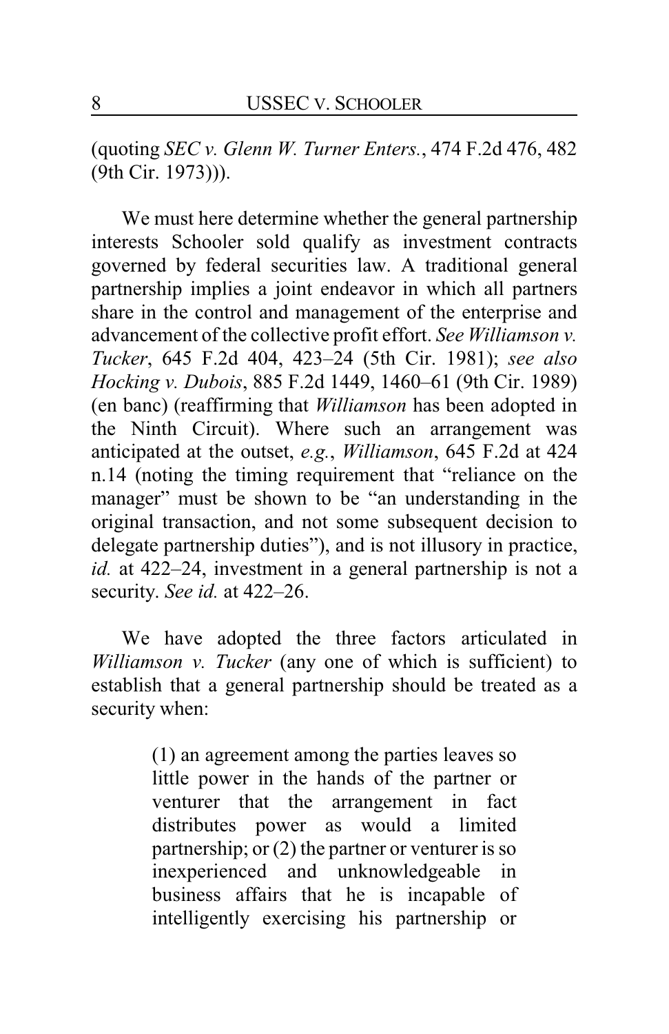(quoting *SEC v. Glenn W. Turner Enters.*, 474 F.2d 476, 482 (9th Cir. 1973))).

We must here determine whether the general partnership interests Schooler sold qualify as investment contracts governed by federal securities law. A traditional general partnership implies a joint endeavor in which all partners share in the control and management of the enterprise and advancement of the collective profit effort. *See Williamson v. Tucker*, 645 F.2d 404, 423–24 (5th Cir. 1981); *see also Hocking v. Dubois*, 885 F.2d 1449, 1460–61 (9th Cir. 1989) (en banc) (reaffirming that *Williamson* has been adopted in the Ninth Circuit). Where such an arrangement was anticipated at the outset, *e.g.*, *Williamson*, 645 F.2d at 424 n.14 (noting the timing requirement that "reliance on the manager" must be shown to be "an understanding in the original transaction, and not some subsequent decision to delegate partnership duties"), and is not illusory in practice, *id.* at 422–24, investment in a general partnership is not a security. *See id.* at 422–26.

We have adopted the three factors articulated in *Williamson v. Tucker* (any one of which is sufficient) to establish that a general partnership should be treated as a security when:

> (1) an agreement among the parties leaves so little power in the hands of the partner or venturer that the arrangement in fact distributes power as would a limited partnership; or (2) the partner or venturer is so inexperienced and unknowledgeable in business affairs that he is incapable of intelligently exercising his partnership or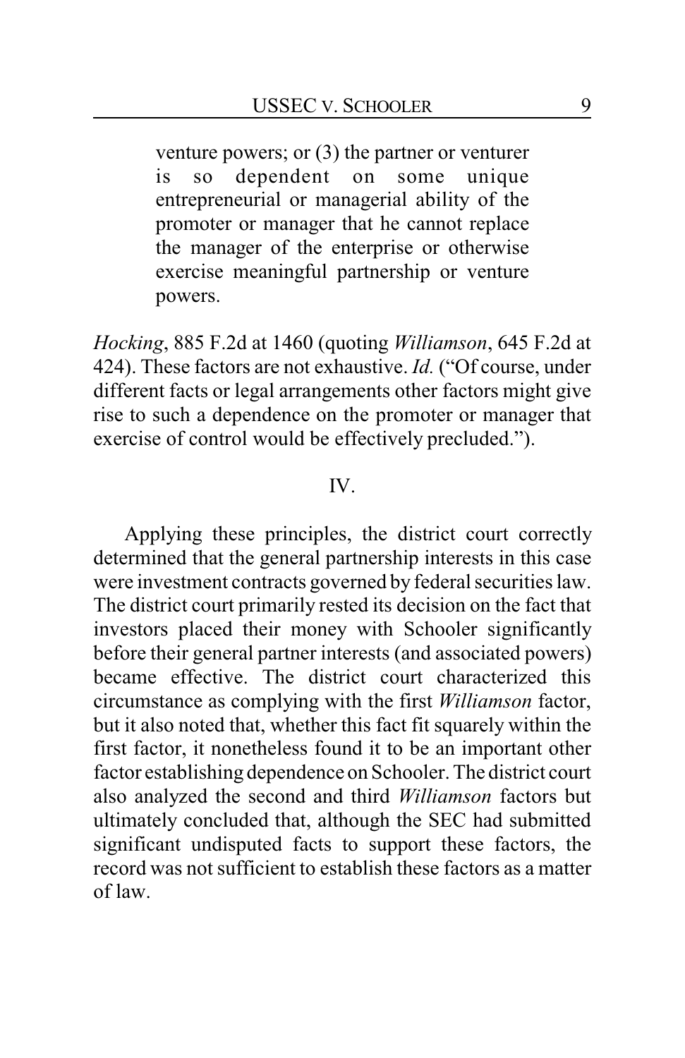> venture powers; or (3) the partner or venturer is so dependent on some unique entrepreneurial or managerial ability of the promoter or manager that he cannot replace the manager of the enterprise or otherwise exercise meaningful partnership or venture powers.

*Hocking*, 885 F.2d at 1460 (quoting *Williamson*, 645 F.2d at 424). These factors are not exhaustive. *Id.* ("Of course, under different facts or legal arrangements other factors might give rise to such a dependence on the promoter or manager that exercise of control would be effectively precluded.").

## IV.

Applying these principles, the district court correctly determined that the general partnership interests in this case were investment contracts governed by federal securities law. The district court primarily rested its decision on the fact that investors placed their money with Schooler significantly before their general partner interests (and associated powers) became effective. The district court characterized this circumstance as complying with the first *Williamson* factor, but it also noted that, whether this fact fit squarely within the first factor, it nonetheless found it to be an important other factor establishing dependence on Schooler. The district court also analyzed the second and third *Williamson* factors but ultimately concluded that, although the SEC had submitted significant undisputed facts to support these factors, the record was not sufficient to establish these factors as a matter of law.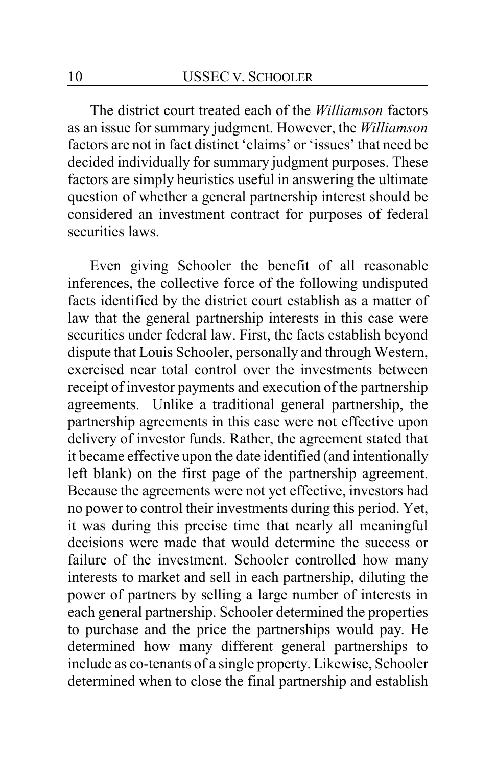The district court treated each of the *Williamson* factors as an issue for summary judgment. However, the *Williamson* factors are not in fact distinct 'claims' or 'issues' that need be decided individually for summary judgment purposes. These factors are simply heuristics useful in answering the ultimate question of whether a general partnership interest should be considered an investment contract for purposes of federal securities laws.

Even giving Schooler the benefit of all reasonable inferences, the collective force of the following undisputed facts identified by the district court establish as a matter of law that the general partnership interests in this case were securities under federal law. First, the facts establish beyond dispute that Louis Schooler, personally and through Western, exercised near total control over the investments between receipt of investor payments and execution of the partnership agreements. Unlike a traditional general partnership, the partnership agreements in this case were not effective upon delivery of investor funds. Rather, the agreement stated that it became effective upon the date identified (and intentionally left blank) on the first page of the partnership agreement. Because the agreements were not yet effective, investors had no power to control their investments during this period. Yet, it was during this precise time that nearly all meaningful decisions were made that would determine the success or failure of the investment. Schooler controlled how many interests to market and sell in each partnership, diluting the power of partners by selling a large number of interests in each general partnership. Schooler determined the properties to purchase and the price the partnerships would pay. He determined how many different general partnerships to include as co-tenants of a single property. Likewise, Schooler determined when to close the final partnership and establish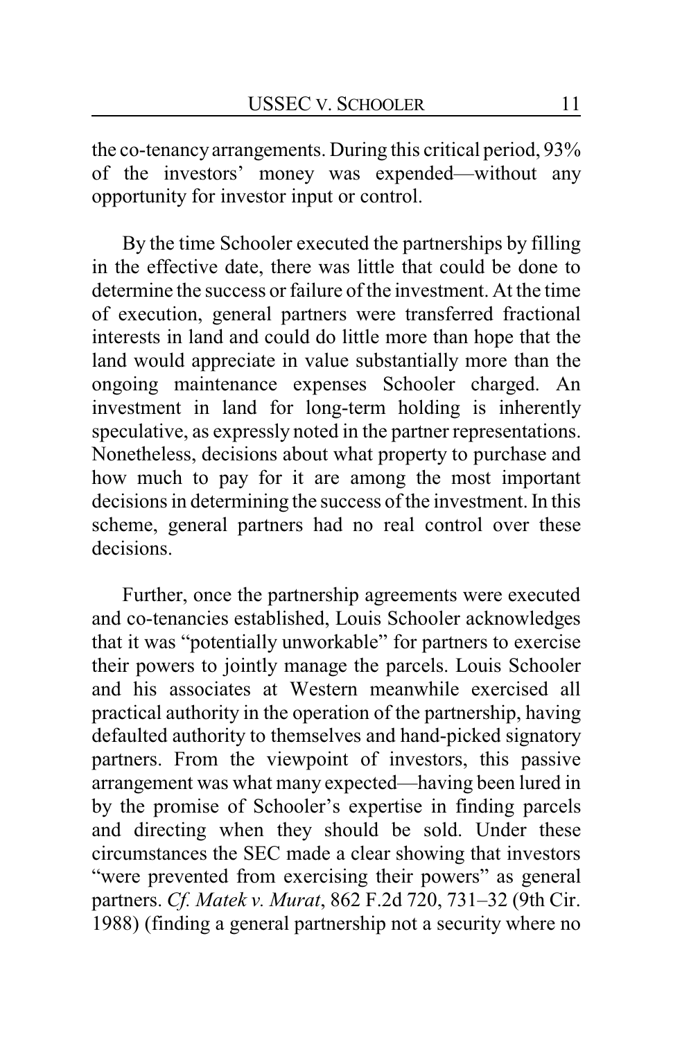the co-tenancy arrangements. During this critical period, 93% of the investors' money was expended—without any opportunity for investor input or control.

By the time Schooler executed the partnerships by filling in the effective date, there was little that could be done to determine the success or failure of the investment. At the time of execution, general partners were transferred fractional interests in land and could do little more than hope that the land would appreciate in value substantially more than the ongoing maintenance expenses Schooler charged. An investment in land for long-term holding is inherently speculative, as expressly noted in the partner representations. Nonetheless, decisions about what property to purchase and how much to pay for it are among the most important decisions in determining the success of the investment. In this scheme, general partners had no real control over these decisions.

Further, once the partnership agreements were executed and co-tenancies established, Louis Schooler acknowledges that it was "potentially unworkable" for partners to exercise their powers to jointly manage the parcels. Louis Schooler and his associates at Western meanwhile exercised all practical authority in the operation of the partnership, having defaulted authority to themselves and hand-picked signatory partners. From the viewpoint of investors, this passive arrangement was what many expected—having been lured in by the promise of Schooler's expertise in finding parcels and directing when they should be sold. Under these circumstances the SEC made a clear showing that investors "were prevented from exercising their powers" as general partners. *Cf. Matek v. Murat*, 862 F.2d 720, 731–32 (9th Cir. 1988) (finding a general partnership not a security where no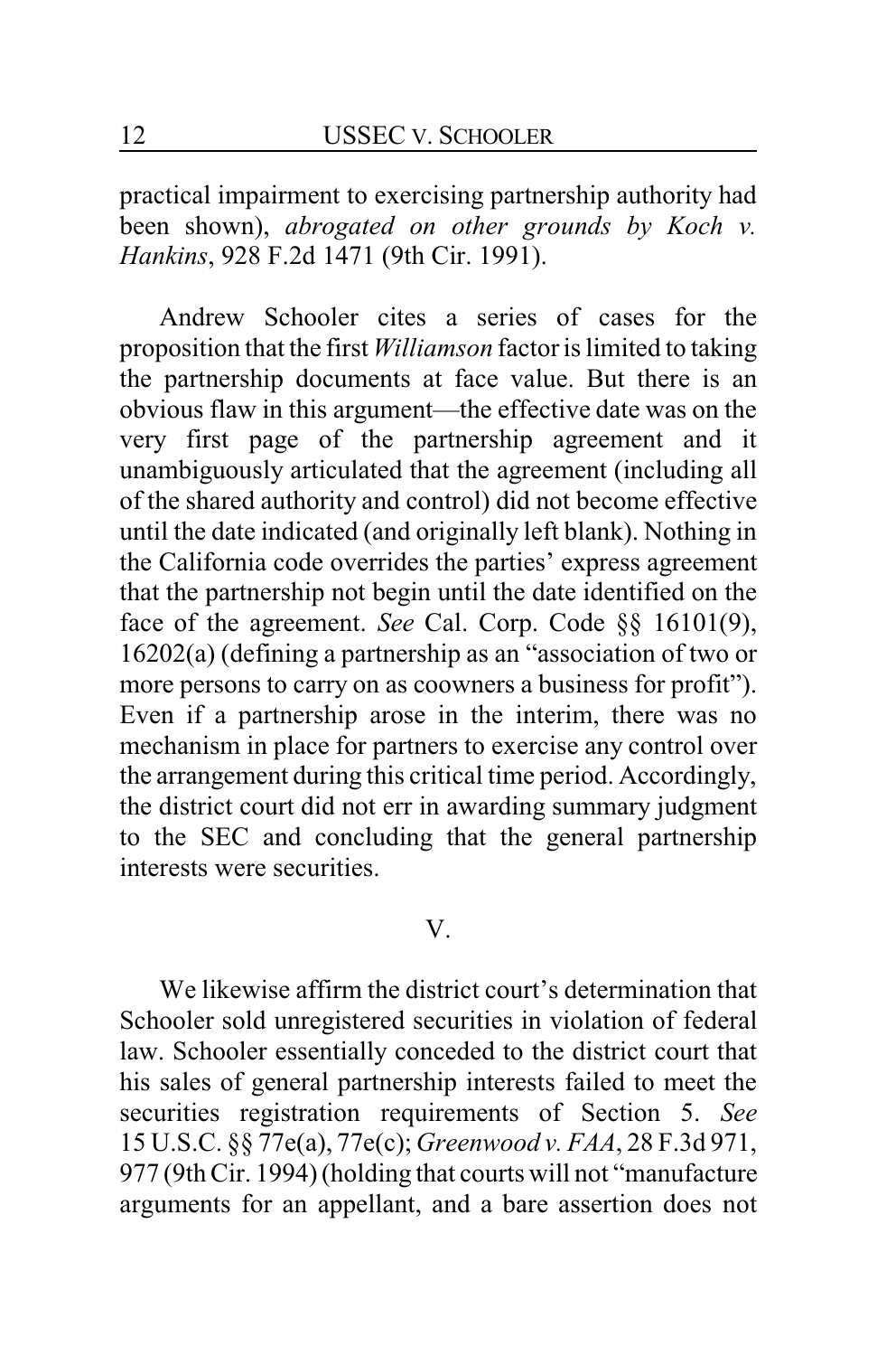practical impairment to exercising partnership authority had been shown), *abrogated on other grounds by Koch v. Hankins*, 928 F.2d 1471 (9th Cir. 1991).

Andrew Schooler cites a series of cases for the proposition that the first *Williamson* factor is limited to taking the partnership documents at face value. But there is an obvious flaw in this argument—the effective date was on the very first page of the partnership agreement and it unambiguously articulated that the agreement (including all of the shared authority and control) did not become effective until the date indicated (and originally left blank). Nothing in the California code overrides the parties' express agreement that the partnership not begin until the date identified on the face of the agreement. *See* Cal. Corp. Code §§ 16101(9), 16202(a) (defining a partnership as an "association of two or more persons to carry on as coowners a business for profit"). Even if a partnership arose in the interim, there was no mechanism in place for partners to exercise any control over the arrangement during this critical time period. Accordingly, the district court did not err in awarding summary judgment to the SEC and concluding that the general partnership interests were securities.

## V.

We likewise affirm the district court's determination that Schooler sold unregistered securities in violation of federal law. Schooler essentially conceded to the district court that his sales of general partnership interests failed to meet the securities registration requirements of Section 5. *See* 15 U.S.C. §§ 77e(a), 77e(c); *Greenwood v. FAA*, 28 F.3d 971, 977 (9th Cir. 1994) (holding that courts will not "manufacture arguments for an appellant, and a bare assertion does not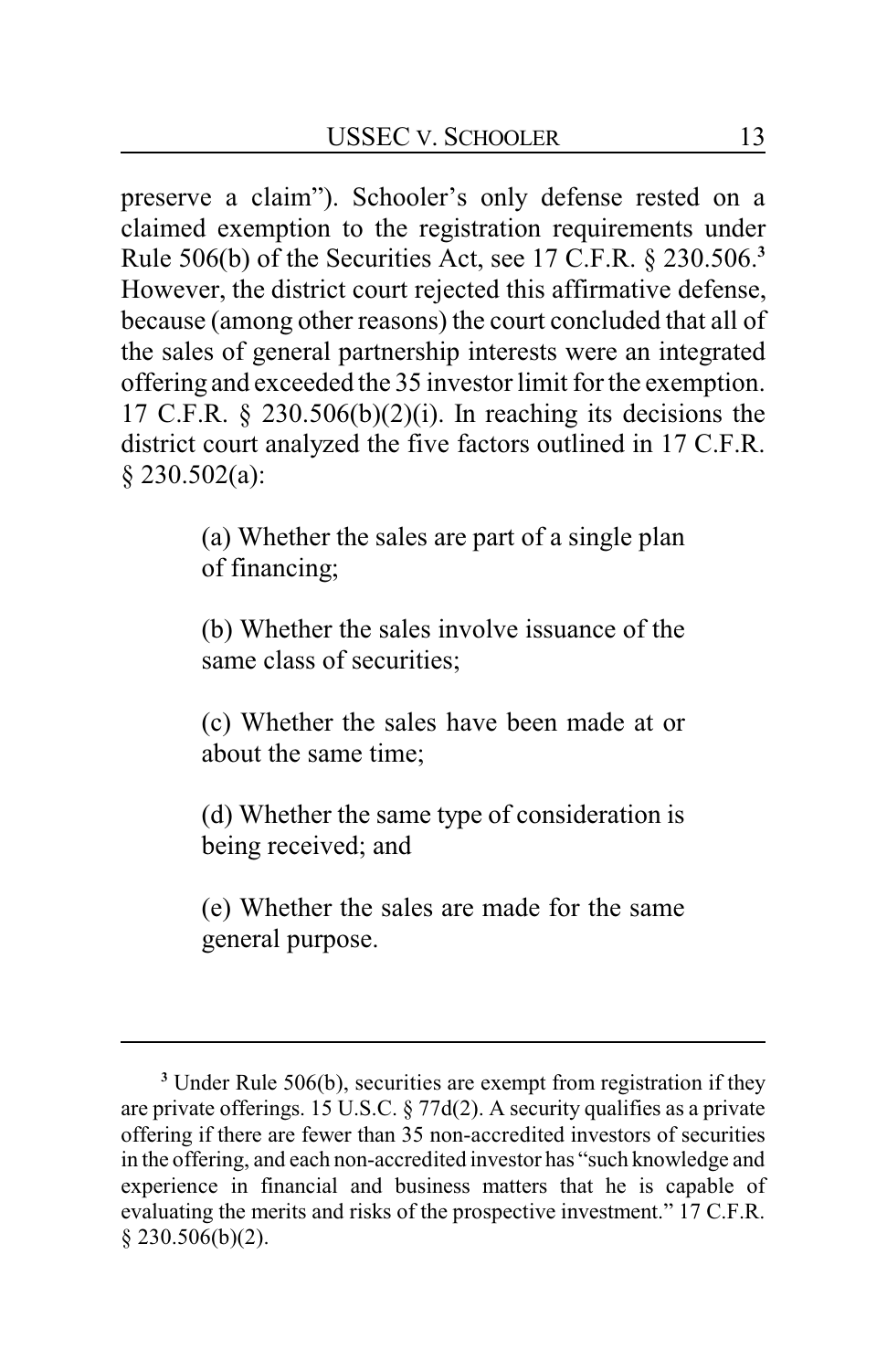preserve a claim"). Schooler's only defense rested on a claimed exemption to the registration requirements under Rule 506(b) of the Securities Act, see 17 C.F.R. § 230.506.[3] However, the district court rejected this affirmative defense, because (among other reasons) the court concluded that all of the sales of general partnership interests were an integrated offering and exceeded the 35 investor limit for the exemption. 17 C.F.R. § 230.506(b)(2)(i). In reaching its decisions the district court analyzed the five factors outlined in 17 C.F.R. § 230.502(a):

> (a) Whether the sales are part of a single plan of financing;
>
> (b) Whether the sales involve issuance of the same class of securities;
>
> (c) Whether the sales have been made at or about the same time;
>
> (d) Whether the same type of consideration is being received; and
>
> (e) Whether the sales are made for the same general purpose.

---

[3] Under Rule 506(b), securities are exempt from registration if they are private offerings. 15 U.S.C. § 77d(2). A security qualifies as a private offering if there are fewer than 35 non-accredited investors of securities in the offering, and each non-accredited investor has "such knowledge and experience in financial and business matters that he is capable of evaluating the merits and risks of the prospective investment." 17 C.F.R. § 230.506(b)(2).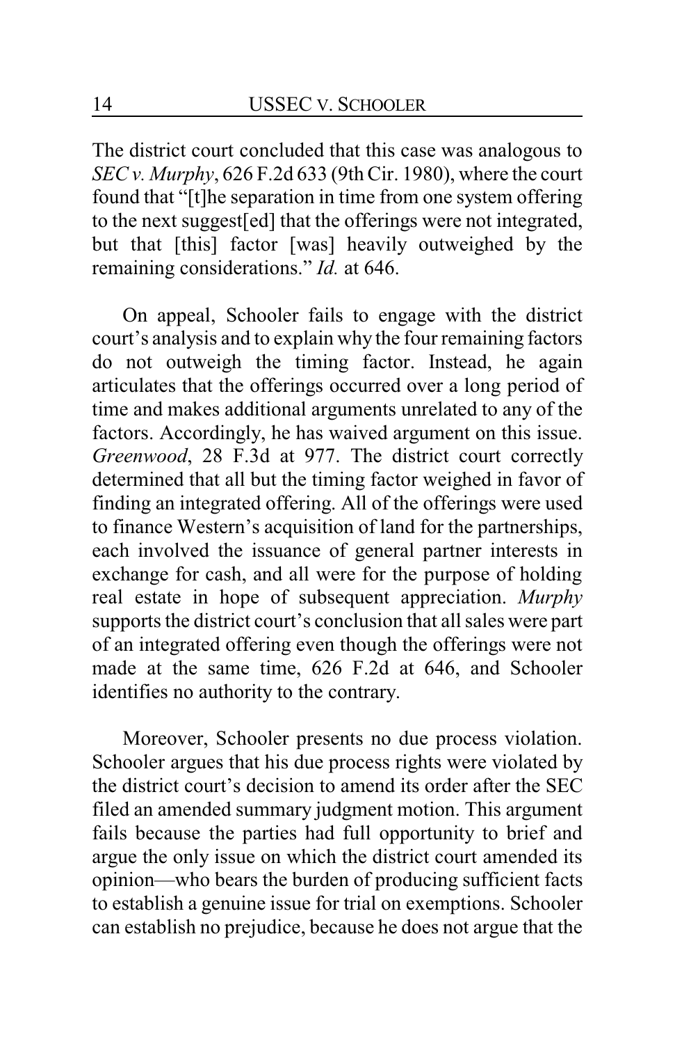The district court concluded that this case was analogous to *SEC v. Murphy*, 626 F.2d 633 (9th Cir. 1980), where the court found that "[t]he separation in time from one system offering to the next suggest[ed] that the offerings were not integrated, but that [this] factor [was] heavily outweighed by the remaining considerations." *Id.* at 646.

On appeal, Schooler fails to engage with the district court's analysis and to explain why the four remaining factors do not outweigh the timing factor. Instead, he again articulates that the offerings occurred over a long period of time and makes additional arguments unrelated to any of the factors. Accordingly, he has waived argument on this issue. *Greenwood*, 28 F.3d at 977. The district court correctly determined that all but the timing factor weighed in favor of finding an integrated offering. All of the offerings were used to finance Western's acquisition of land for the partnerships, each involved the issuance of general partner interests in exchange for cash, and all were for the purpose of holding real estate in hope of subsequent appreciation. *Murphy* supports the district court's conclusion that all sales were part of an integrated offering even though the offerings were not made at the same time, 626 F.2d at 646, and Schooler identifies no authority to the contrary.

Moreover, Schooler presents no due process violation. Schooler argues that his due process rights were violated by the district court's decision to amend its order after the SEC filed an amended summary judgment motion. This argument fails because the parties had full opportunity to brief and argue the only issue on which the district court amended its opinion—who bears the burden of producing sufficient facts to establish a genuine issue for trial on exemptions. Schooler can establish no prejudice, because he does not argue that the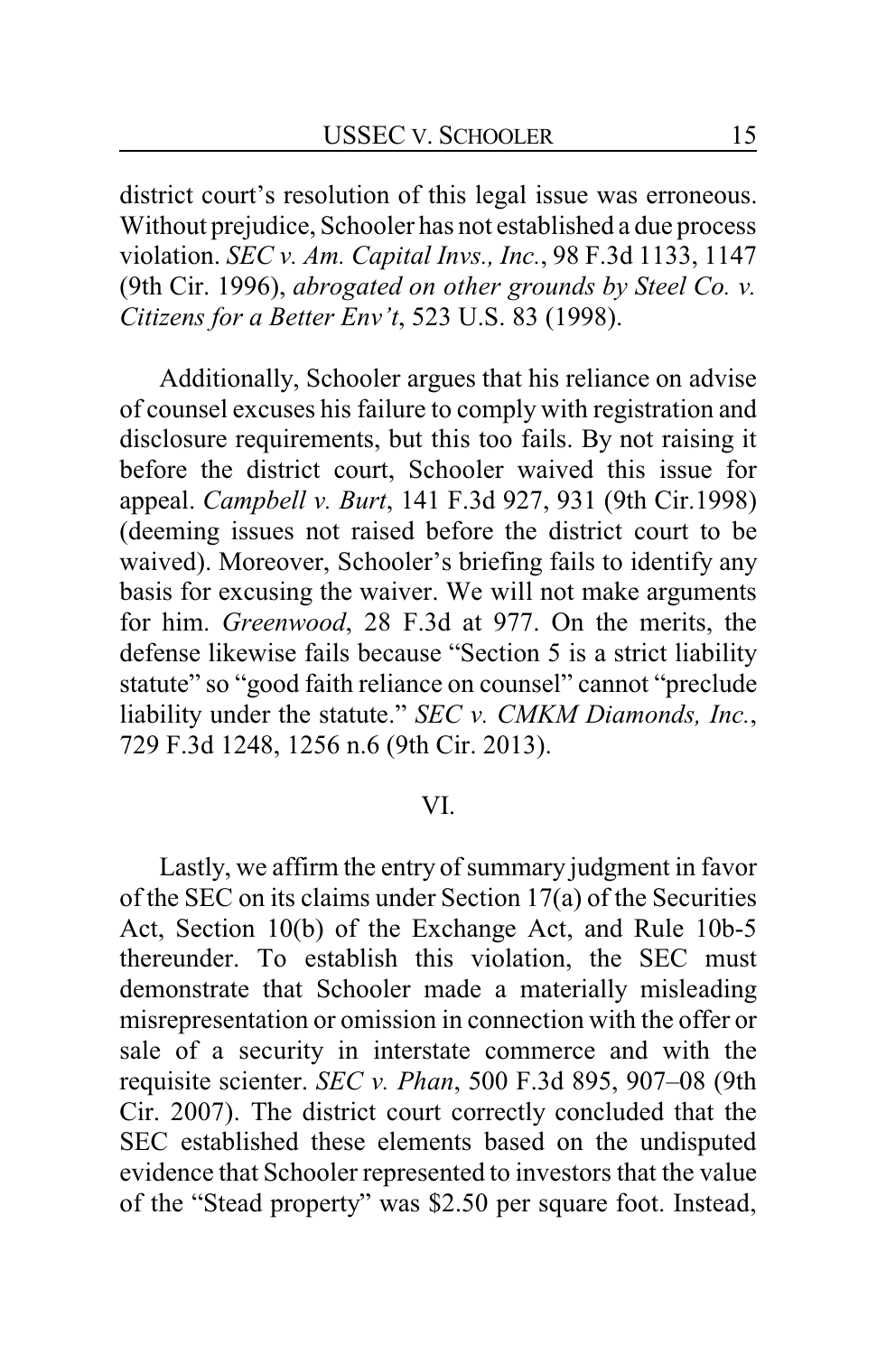district court's resolution of this legal issue was erroneous. Without prejudice, Schooler has not established a due process violation. *SEC v. Am. Capital Invs., Inc.*, 98 F.3d 1133, 1147 (9th Cir. 1996), *abrogated on other grounds by Steel Co. v. Citizens for a Better Env't*, 523 U.S. 83 (1998).

Additionally, Schooler argues that his reliance on advise of counsel excuses his failure to comply with registration and disclosure requirements, but this too fails. By not raising it before the district court, Schooler waived this issue for appeal. *Campbell v. Burt*, 141 F.3d 927, 931 (9th Cir.1998) (deeming issues not raised before the district court to be waived). Moreover, Schooler's briefing fails to identify any basis for excusing the waiver. We will not make arguments for him. *Greenwood*, 28 F.3d at 977. On the merits, the defense likewise fails because "Section 5 is a strict liability statute" so "good faith reliance on counsel" cannot "preclude liability under the statute." *SEC v. CMKM Diamonds, Inc.*, 729 F.3d 1248, 1256 n.6 (9th Cir. 2013).

## VI.

Lastly, we affirm the entry of summary judgment in favor of the SEC on its claims under Section 17(a) of the Securities Act, Section 10(b) of the Exchange Act, and Rule 10b-5 thereunder. To establish this violation, the SEC must demonstrate that Schooler made a materially misleading misrepresentation or omission in connection with the offer or sale of a security in interstate commerce and with the requisite scienter. *SEC v. Phan*, 500 F.3d 895, 907–08 (9th Cir. 2007). The district court correctly concluded that the SEC established these elements based on the undisputed evidence that Schooler represented to investors that the value of the "Stead property" was $2.50 per square foot. Instead,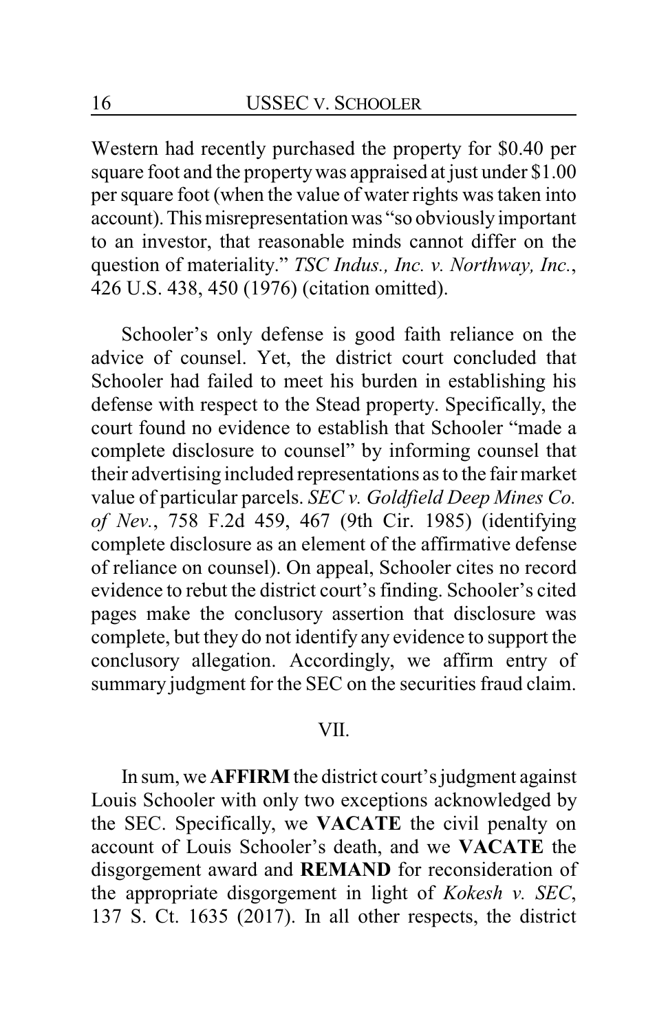Western had recently purchased the property for $0.40 per square foot and the property was appraised at just under $1.00 per square foot (when the value of water rights was taken into account). This misrepresentation was "so obviously important to an investor, that reasonable minds cannot differ on the question of materiality." *TSC Indus., Inc. v. Northway, Inc.*, 426 U.S. 438, 450 (1976) (citation omitted).

Schooler's only defense is good faith reliance on the advice of counsel. Yet, the district court concluded that Schooler had failed to meet his burden in establishing his defense with respect to the Stead property. Specifically, the court found no evidence to establish that Schooler "made a complete disclosure to counsel" by informing counsel that their advertising included representations as to the fair market value of particular parcels. *SEC v. Goldfield Deep Mines Co. of Nev.*, 758 F.2d 459, 467 (9th Cir. 1985) (identifying complete disclosure as an element of the affirmative defense of reliance on counsel). On appeal, Schooler cites no record evidence to rebut the district court's finding. Schooler's cited pages make the conclusory assertion that disclosure was complete, but they do not identify any evidence to support the conclusory allegation. Accordingly, we affirm entry of summary judgment for the SEC on the securities fraud claim.

## VII.

In sum, we **AFFIRM** the district court's judgment against Louis Schooler with only two exceptions acknowledged by the SEC. Specifically, we **VACATE** the civil penalty on account of Louis Schooler's death, and we **VACATE** the disgorgement award and **REMAND** for reconsideration of the appropriate disgorgement in light of *Kokesh v. SEC*, 137 S. Ct. 1635 (2017). In all other respects, the district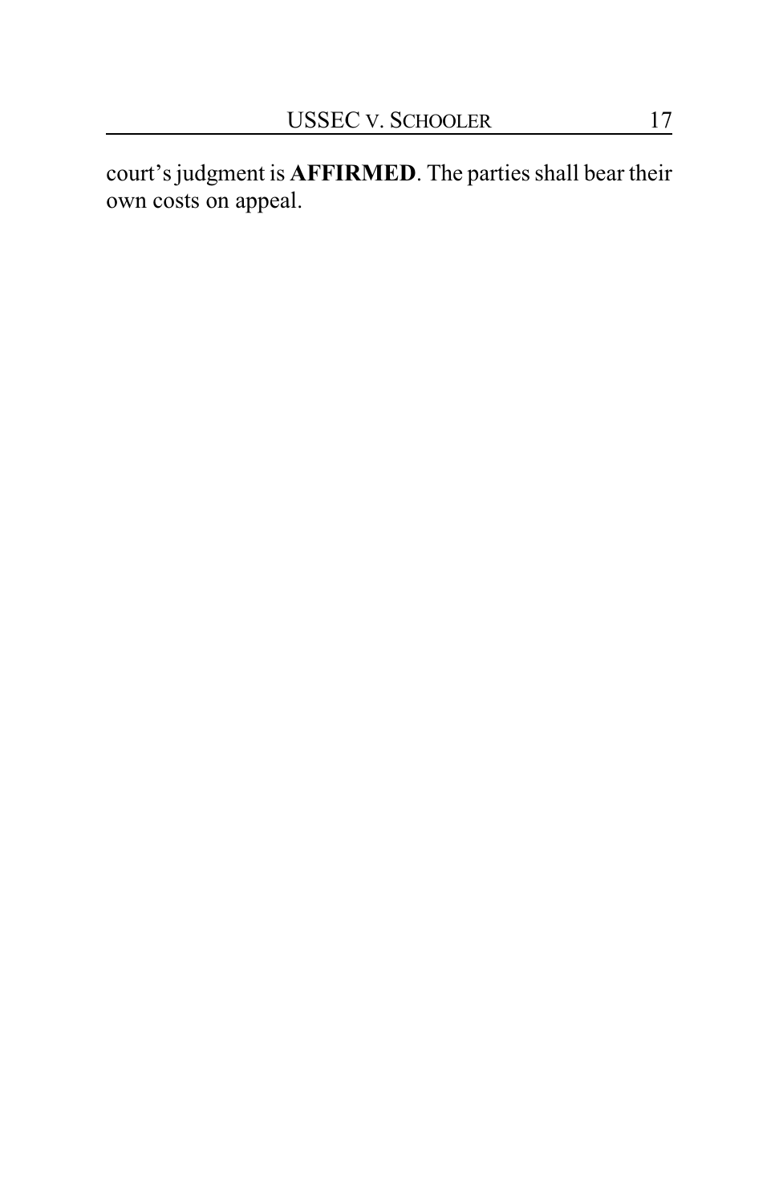court's judgment is **AFFIRMED**. The parties shall bear their own costs on appeal.